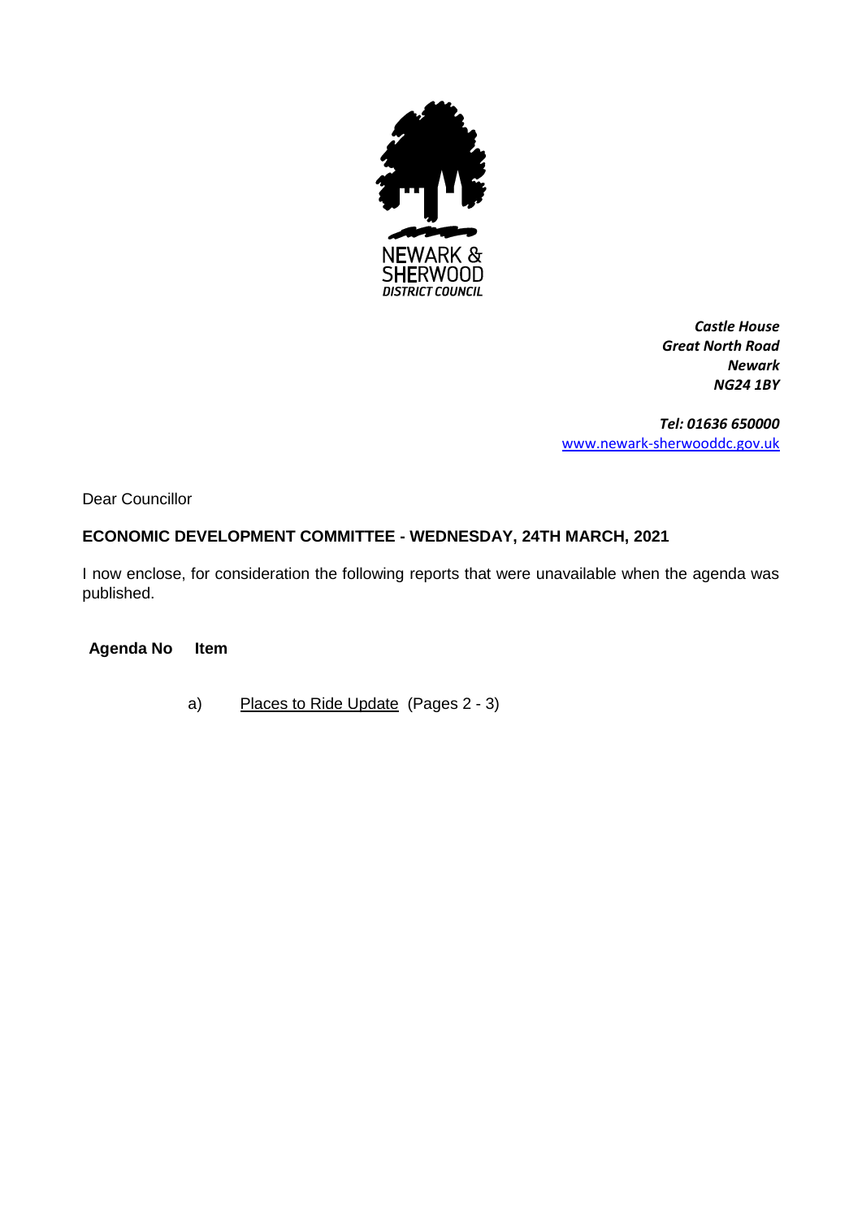NEWARK & SHERWOOD DISTRICT COUNCIL

*Castle House*
*Great North Road*
*Newark*
*NG24 1BY*

*Tel: 01636 650000*
www.newark-sherwooddc.gov.uk

Dear Councillor

**ECONOMIC DEVELOPMENT COMMITTEE - WEDNESDAY, 24TH MARCH, 2021**

I now enclose, for consideration the following reports that were unavailable when the agenda was published.

| Agenda No | Item |
|---|---|
| a) | Places to Ride Update (Pages 2 - 3) |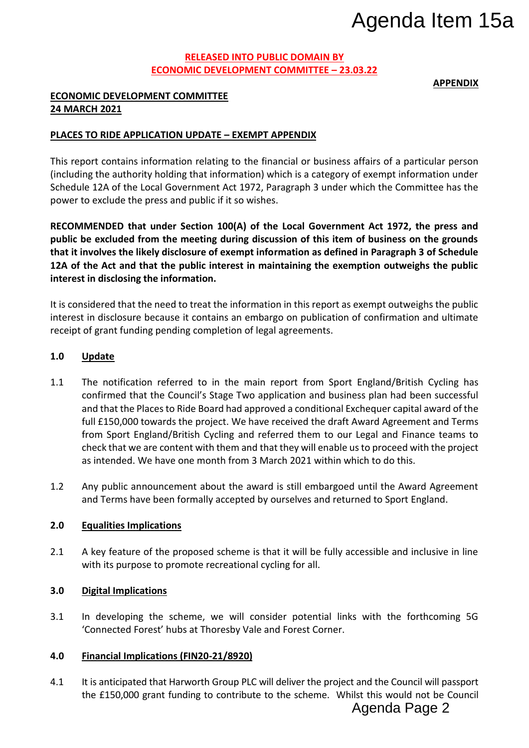**RELEASED INTO PUBLIC DOMAIN BY ECONOMIC DEVELOPMENT COMMITTEE – 23.03.22**

**APPENDIX**

**ECONOMIC DEVELOPMENT COMMITTEE**
**24 MARCH 2021**

**PLACES TO RIDE APPLICATION UPDATE – EXEMPT APPENDIX**

This report contains information relating to the financial or business affairs of a particular person (including the authority holding that information) which is a category of exempt information under Schedule 12A of the Local Government Act 1972, Paragraph 3 under which the Committee has the power to exclude the press and public if it so wishes.

**RECOMMENDED that under Section 100(A) of the Local Government Act 1972, the press and public be excluded from the meeting during discussion of this item of business on the grounds that it involves the likely disclosure of exempt information as defined in Paragraph 3 of Schedule 12A of the Act and that the public interest in maintaining the exemption outweighs the public interest in disclosing the information.**

It is considered that the need to treat the information in this report as exempt outweighs the public interest in disclosure because it contains an embargo on publication of confirmation and ultimate receipt of grant funding pending completion of legal agreements.

## 1.0 Update

1.1 The notification referred to in the main report from Sport England/British Cycling has confirmed that the Council's Stage Two application and business plan had been successful and that the Places to Ride Board had approved a conditional Exchequer capital award of the full £150,000 towards the project. We have received the draft Award Agreement and Terms from Sport England/British Cycling and referred them to our Legal and Finance teams to check that we are content with them and that they will enable us to proceed with the project as intended. We have one month from 3 March 2021 within which to do this.

1.2 Any public announcement about the award is still embargoed until the Award Agreement and Terms have been formally accepted by ourselves and returned to Sport England.

## 2.0 Equalities Implications

2.1 A key feature of the proposed scheme is that it will be fully accessible and inclusive in line with its purpose to promote recreational cycling for all.

## 3.0 Digital Implications

3.1 In developing the scheme, we will consider potential links with the forthcoming 5G 'Connected Forest' hubs at Thoresby Vale and Forest Corner.

## 4.0 Financial Implications (FIN20-21/8920)

4.1 It is anticipated that Harworth Group PLC will deliver the project and the Council will passport the £150,000 grant funding to contribute to the scheme. Whilst this would not be Council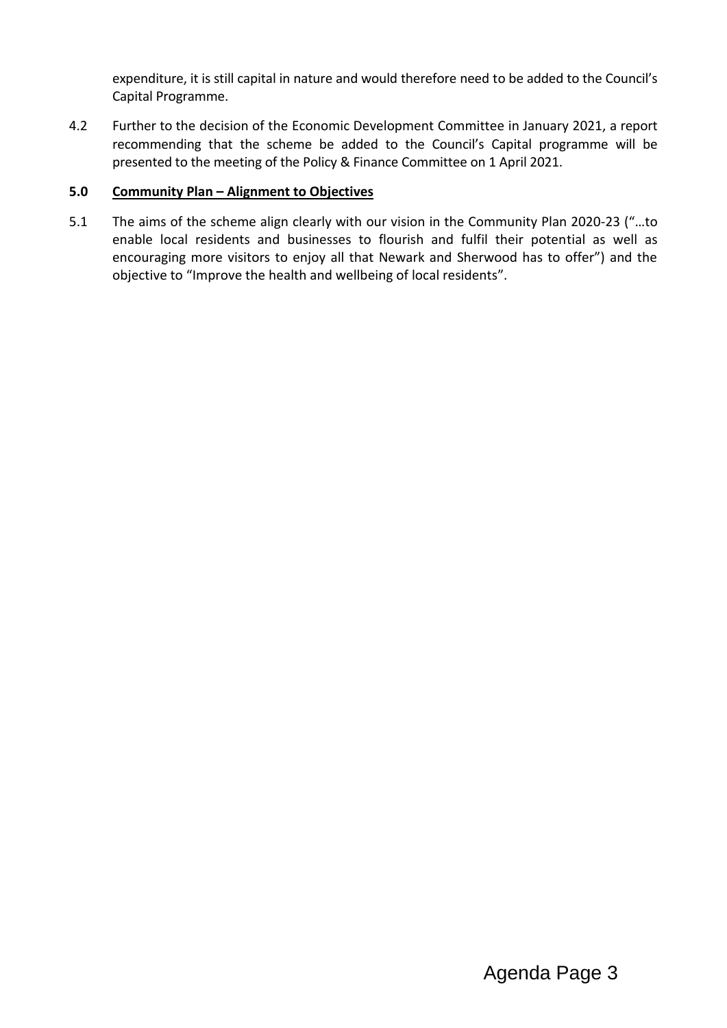expenditure, it is still capital in nature and would therefore need to be added to the Council's Capital Programme.

4.2 Further to the decision of the Economic Development Committee in January 2021, a report recommending that the scheme be added to the Council's Capital programme will be presented to the meeting of the Policy & Finance Committee on 1 April 2021.

## 5.0 Community Plan – Alignment to Objectives

5.1 The aims of the scheme align clearly with our vision in the Community Plan 2020-23 ("…to enable local residents and businesses to flourish and fulfil their potential as well as encouraging more visitors to enjoy all that Newark and Sherwood has to offer") and the objective to "Improve the health and wellbeing of local residents".